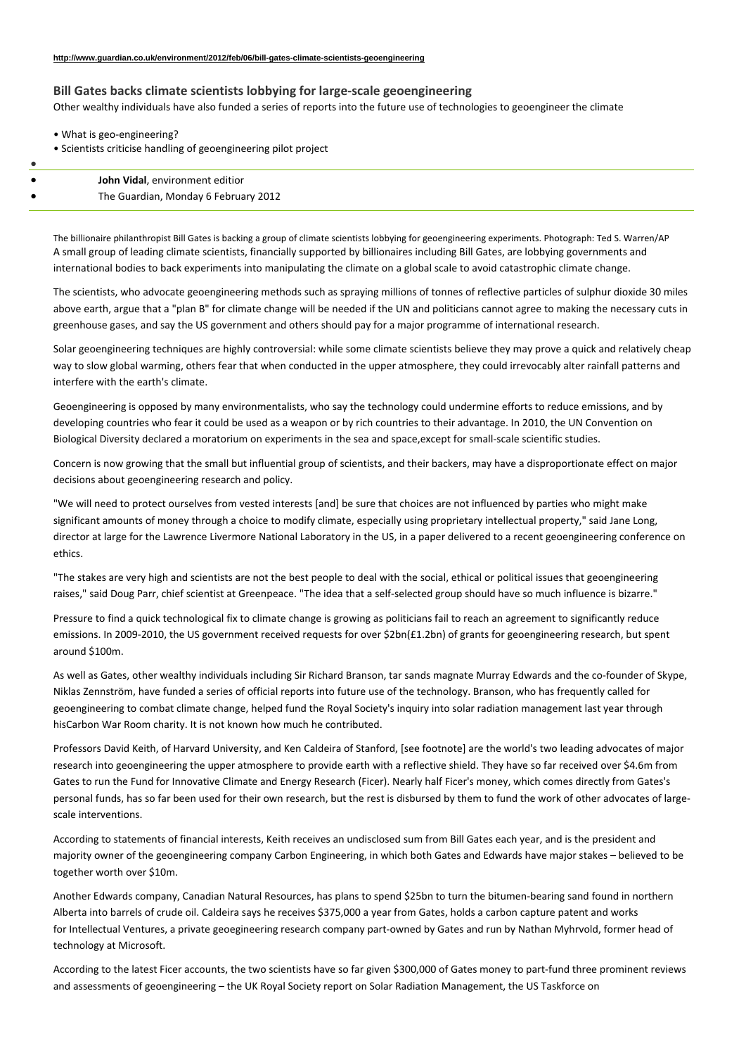http://www.guardian.co.uk/environment/2012/feb/06/bill-gates-climate-scientists-geoengineering

# Bill Gates backs climate scientists lobbying for large-scale geoengineering

Other wealthy individuals have also funded a series of reports into the future use of technologies to geoengineer the climate

- What is geo-engineering?
- Scientists criticise handling of geoengineering pilot project

**John Vidal**, environment editior
The Guardian, Monday 6 February 2012

The billionaire philanthropist Bill Gates is backing a group of climate scientists lobbying for geoengineering experiments. Photograph: Ted S. Warren/AP

A small group of leading climate scientists, financially supported by billionaires including Bill Gates, are lobbying governments and international bodies to back experiments into manipulating the climate on a global scale to avoid catastrophic climate change.

The scientists, who advocate geoengineering methods such as spraying millions of tonnes of reflective particles of sulphur dioxide 30 miles above earth, argue that a "plan B" for climate change will be needed if the UN and politicians cannot agree to making the necessary cuts in greenhouse gases, and say the US government and others should pay for a major programme of international research.

Solar geoengineering techniques are highly controversial: while some climate scientists believe they may prove a quick and relatively cheap way to slow global warming, others fear that when conducted in the upper atmosphere, they could irrevocably alter rainfall patterns and interfere with the earth's climate.

Geoengineering is opposed by many environmentalists, who say the technology could undermine efforts to reduce emissions, and by developing countries who fear it could be used as a weapon or by rich countries to their advantage. In 2010, the UN Convention on Biological Diversity declared a moratorium on experiments in the sea and space,except for small-scale scientific studies.

Concern is now growing that the small but influential group of scientists, and their backers, may have a disproportionate effect on major decisions about geoengineering research and policy.

"We will need to protect ourselves from vested interests [and] be sure that choices are not influenced by parties who might make significant amounts of money through a choice to modify climate, especially using proprietary intellectual property," said Jane Long, director at large for the Lawrence Livermore National Laboratory in the US, in a paper delivered to a recent geoengineering conference on ethics.

"The stakes are very high and scientists are not the best people to deal with the social, ethical or political issues that geoengineering raises," said Doug Parr, chief scientist at Greenpeace. "The idea that a self-selected group should have so much influence is bizarre."

Pressure to find a quick technological fix to climate change is growing as politicians fail to reach an agreement to significantly reduce emissions. In 2009-2010, the US government received requests for over $2bn(£1.2bn) of grants for geoengineering research, but spent around $100m.

As well as Gates, other wealthy individuals including Sir Richard Branson, tar sands magnate Murray Edwards and the co-founder of Skype, Niklas Zennström, have funded a series of official reports into future use of the technology. Branson, who has frequently called for geoengineering to combat climate change, helped fund the Royal Society's inquiry into solar radiation management last year through hisCarbon War Room charity. It is not known how much he contributed.

Professors David Keith, of Harvard University, and Ken Caldeira of Stanford, [see footnote] are the world's two leading advocates of major research into geoengineering the upper atmosphere to provide earth with a reflective shield. They have so far received over $4.6m from Gates to run the Fund for Innovative Climate and Energy Research (Ficer). Nearly half Ficer's money, which comes directly from Gates's personal funds, has so far been used for their own research, but the rest is disbursed by them to fund the work of other advocates of large-scale interventions.

According to statements of financial interests, Keith receives an undisclosed sum from Bill Gates each year, and is the president and majority owner of the geoengineering company Carbon Engineering, in which both Gates and Edwards have major stakes – believed to be together worth over $10m.

Another Edwards company, Canadian Natural Resources, has plans to spend $25bn to turn the bitumen-bearing sand found in northern Alberta into barrels of crude oil. Caldeira says he receives $375,000 a year from Gates, holds a carbon capture patent and works for Intellectual Ventures, a private geoegineering research company part-owned by Gates and run by Nathan Myhrvold, former head of technology at Microsoft.

According to the latest Ficer accounts, the two scientists have so far given $300,000 of Gates money to part-fund three prominent reviews and assessments of geoengineering – the UK Royal Society report on Solar Radiation Management, the US Taskforce on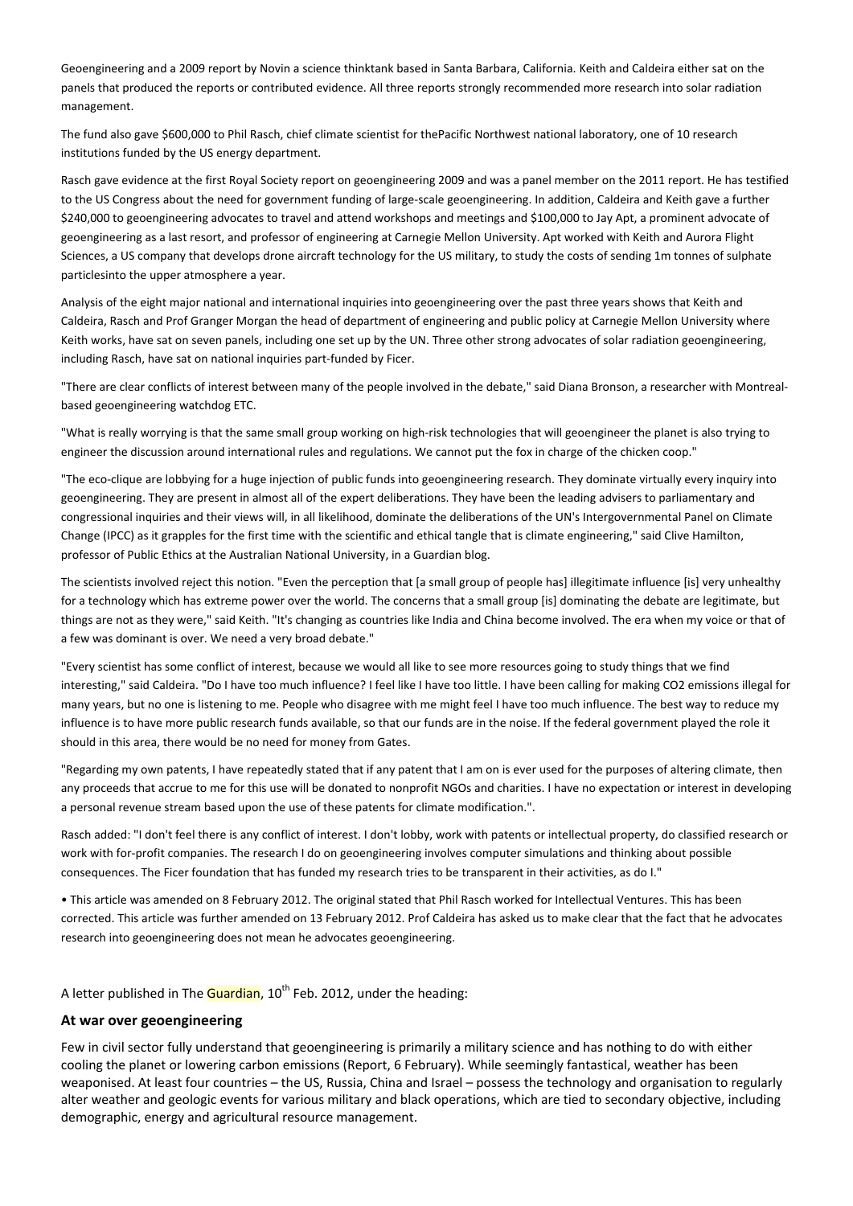Geoengineering and a 2009 report by Novin a science thinktank based in Santa Barbara, California. Keith and Caldeira either sat on the panels that produced the reports or contributed evidence. All three reports strongly recommended more research into solar radiation management.

The fund also gave $600,000 to Phil Rasch, chief climate scientist for thePacific Northwest national laboratory, one of 10 research institutions funded by the US energy department.

Rasch gave evidence at the first Royal Society report on geoengineering 2009 and was a panel member on the 2011 report. He has testified to the US Congress about the need for government funding of large-scale geoengineering. In addition, Caldeira and Keith gave a further $240,000 to geoengineering advocates to travel and attend workshops and meetings and $100,000 to Jay Apt, a prominent advocate of geoengineering as a last resort, and professor of engineering at Carnegie Mellon University. Apt worked with Keith and Aurora Flight Sciences, a US company that develops drone aircraft technology for the US military, to study the costs of sending 1m tonnes of sulphate particlesinto the upper atmosphere a year.

Analysis of the eight major national and international inquiries into geoengineering over the past three years shows that Keith and Caldeira, Rasch and Prof Granger Morgan the head of department of engineering and public policy at Carnegie Mellon University where Keith works, have sat on seven panels, including one set up by the UN. Three other strong advocates of solar radiation geoengineering, including Rasch, have sat on national inquiries part-funded by Ficer.

"There are clear conflicts of interest between many of the people involved in the debate," said Diana Bronson, a researcher with Montreal-based geoengineering watchdog ETC.

"What is really worrying is that the same small group working on high-risk technologies that will geoengineer the planet is also trying to engineer the discussion around international rules and regulations. We cannot put the fox in charge of the chicken coop."

"The eco-clique are lobbying for a huge injection of public funds into geoengineering research. They dominate virtually every inquiry into geoengineering. They are present in almost all of the expert deliberations. They have been the leading advisers to parliamentary and congressional inquiries and their views will, in all likelihood, dominate the deliberations of the UN's Intergovernmental Panel on Climate Change (IPCC) as it grapples for the first time with the scientific and ethical tangle that is climate engineering," said Clive Hamilton, professor of Public Ethics at the Australian National University, in a Guardian blog.

The scientists involved reject this notion. "Even the perception that [a small group of people has] illegitimate influence [is] very unhealthy for a technology which has extreme power over the world. The concerns that a small group [is] dominating the debate are legitimate, but things are not as they were," said Keith. "It's changing as countries like India and China become involved. The era when my voice or that of a few was dominant is over. We need a very broad debate."

"Every scientist has some conflict of interest, because we would all like to see more resources going to study things that we find interesting," said Caldeira. "Do I have too much influence? I feel like I have too little. I have been calling for making CO2 emissions illegal for many years, but no one is listening to me. People who disagree with me might feel I have too much influence. The best way to reduce my influence is to have more public research funds available, so that our funds are in the noise. If the federal government played the role it should in this area, there would be no need for money from Gates.

"Regarding my own patents, I have repeatedly stated that if any patent that I am on is ever used for the purposes of altering climate, then any proceeds that accrue to me for this use will be donated to nonprofit NGOs and charities. I have no expectation or interest in developing a personal revenue stream based upon the use of these patents for climate modification.".

Rasch added: "I don't feel there is any conflict of interest. I don't lobby, work with patents or intellectual property, do classified research or work with for-profit companies. The research I do on geoengineering involves computer simulations and thinking about possible consequences. The Ficer foundation that has funded my research tries to be transparent in their activities, as do I."

• This article was amended on 8 February 2012. The original stated that Phil Rasch worked for Intellectual Ventures. This has been corrected. This article was further amended on 13 February 2012. Prof Caldeira has asked us to make clear that the fact that he advocates research into geoengineering does not mean he advocates geoengineering.

A letter published in The Guardian, 10th Feb. 2012, under the heading:

### At war over geoengineering

Few in civil sector fully understand that geoengineering is primarily a military science and has nothing to do with either cooling the planet or lowering carbon emissions (Report, 6 February). While seemingly fantastical, weather has been weaponised. At least four countries – the US, Russia, China and Israel – possess the technology and organisation to regularly alter weather and geologic events for various military and black operations, which are tied to secondary objective, including demographic, energy and agricultural resource management.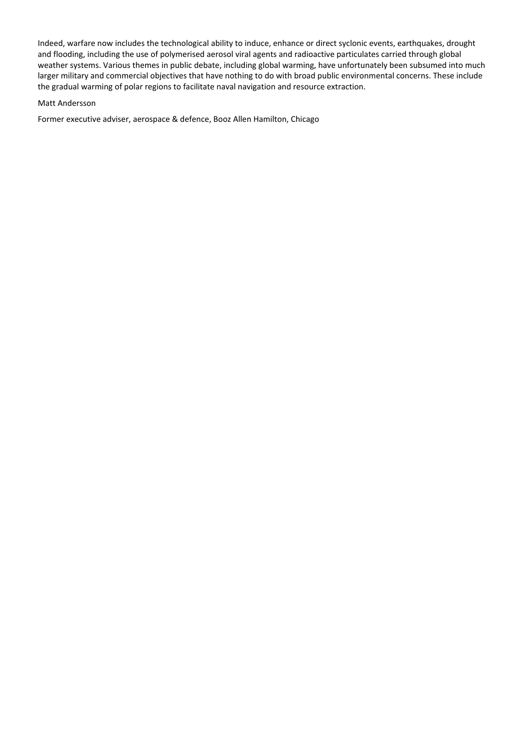Indeed, warfare now includes the technological ability to induce, enhance or direct syclonic events, earthquakes, drought and flooding, including the use of polymerised aerosol viral agents and radioactive particulates carried through global weather systems. Various themes in public debate, including global warming, have unfortunately been subsumed into much larger military and commercial objectives that have nothing to do with broad public environmental concerns. These include the gradual warming of polar regions to facilitate naval navigation and resource extraction.

Matt Andersson

Former executive adviser, aerospace & defence, Booz Allen Hamilton, Chicago